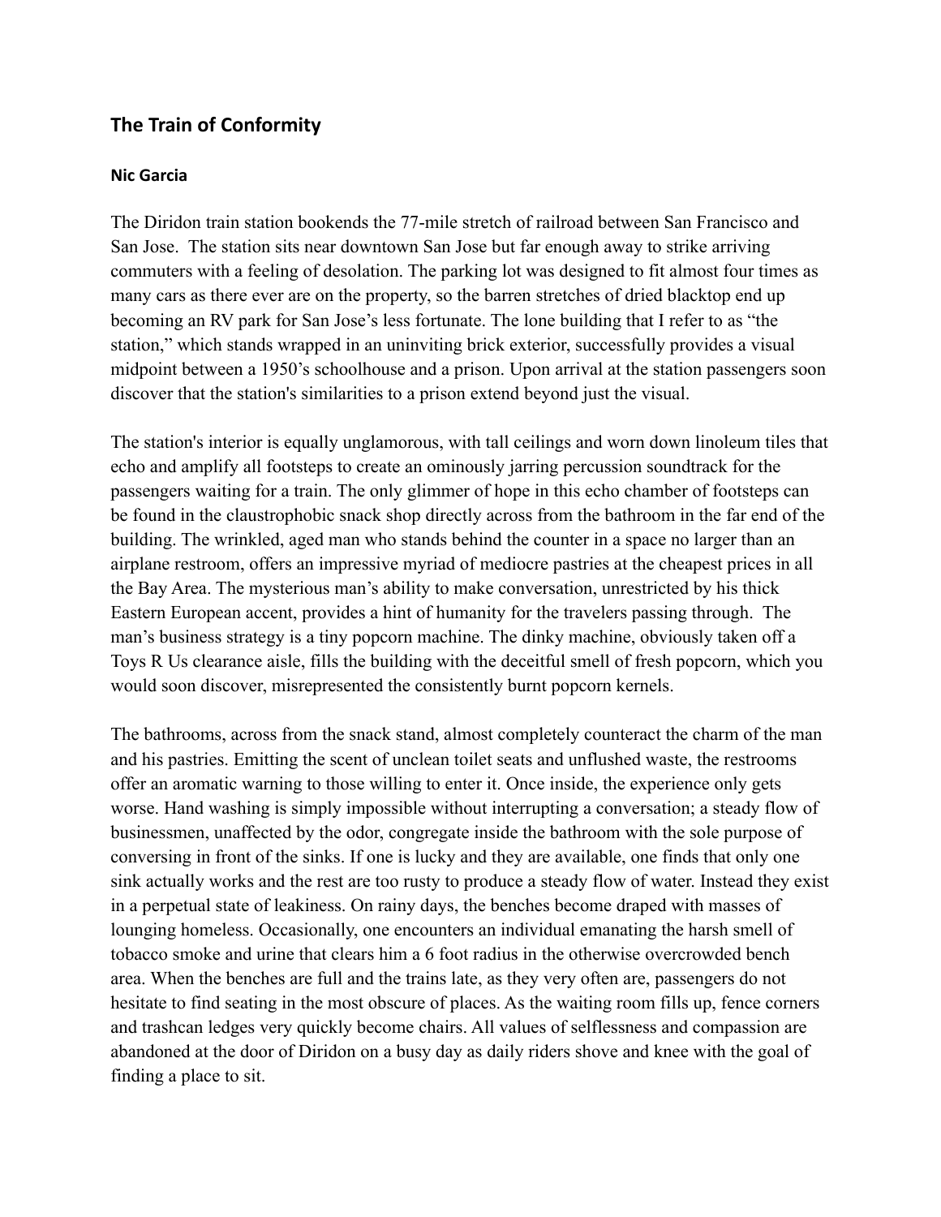## The Train of Conformity

### Nic Garcia

The Diridon train station bookends the 77-mile stretch of railroad between San Francisco and San Jose. The station sits near downtown San Jose but far enough away to strike arriving commuters with a feeling of desolation. The parking lot was designed to fit almost four times as many cars as there ever are on the property, so the barren stretches of dried blacktop end up becoming an RV park for San Jose's less fortunate. The lone building that I refer to as "the station," which stands wrapped in an uninviting brick exterior, successfully provides a visual midpoint between a 1950's schoolhouse and a prison. Upon arrival at the station passengers soon discover that the station's similarities to a prison extend beyond just the visual.

The station's interior is equally unglamorous, with tall ceilings and worn down linoleum tiles that echo and amplify all footsteps to create an ominously jarring percussion soundtrack for the passengers waiting for a train. The only glimmer of hope in this echo chamber of footsteps can be found in the claustrophobic snack shop directly across from the bathroom in the far end of the building. The wrinkled, aged man who stands behind the counter in a space no larger than an airplane restroom, offers an impressive myriad of mediocre pastries at the cheapest prices in all the Bay Area. The mysterious man's ability to make conversation, unrestricted by his thick Eastern European accent, provides a hint of humanity for the travelers passing through. The man's business strategy is a tiny popcorn machine. The dinky machine, obviously taken off a Toys R Us clearance aisle, fills the building with the deceitful smell of fresh popcorn, which you would soon discover, misrepresented the consistently burnt popcorn kernels.

The bathrooms, across from the snack stand, almost completely counteract the charm of the man and his pastries. Emitting the scent of unclean toilet seats and unflushed waste, the restrooms offer an aromatic warning to those willing to enter it. Once inside, the experience only gets worse. Hand washing is simply impossible without interrupting a conversation; a steady flow of businessmen, unaffected by the odor, congregate inside the bathroom with the sole purpose of conversing in front of the sinks. If one is lucky and they are available, one finds that only one sink actually works and the rest are too rusty to produce a steady flow of water. Instead they exist in a perpetual state of leakiness. On rainy days, the benches become draped with masses of lounging homeless. Occasionally, one encounters an individual emanating the harsh smell of tobacco smoke and urine that clears him a 6 foot radius in the otherwise overcrowded bench area. When the benches are full and the trains late, as they very often are, passengers do not hesitate to find seating in the most obscure of places. As the waiting room fills up, fence corners and trashcan ledges very quickly become chairs. All values of selflessness and compassion are abandoned at the door of Diridon on a busy day as daily riders shove and knee with the goal of finding a place to sit.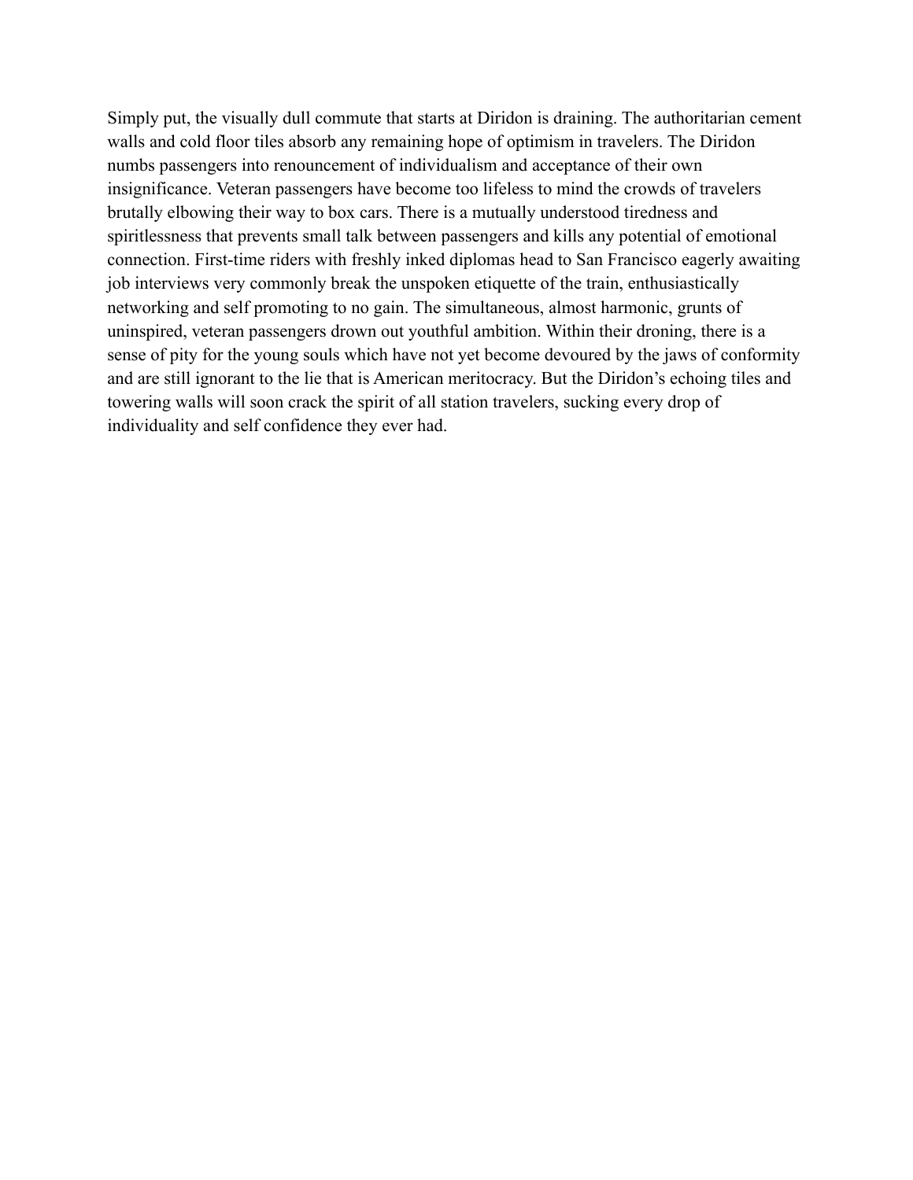Simply put, the visually dull commute that starts at Diridon is draining. The authoritarian cement walls and cold floor tiles absorb any remaining hope of optimism in travelers. The Diridon numbs passengers into renouncement of individualism and acceptance of their own insignificance. Veteran passengers have become too lifeless to mind the crowds of travelers brutally elbowing their way to box cars. There is a mutually understood tiredness and spiritlessness that prevents small talk between passengers and kills any potential of emotional connection. First-time riders with freshly inked diplomas head to San Francisco eagerly awaiting job interviews very commonly break the unspoken etiquette of the train, enthusiastically networking and self promoting to no gain. The simultaneous, almost harmonic, grunts of uninspired, veteran passengers drown out youthful ambition. Within their droning, there is a sense of pity for the young souls which have not yet become devoured by the jaws of conformity and are still ignorant to the lie that is American meritocracy. But the Diridon's echoing tiles and towering walls will soon crack the spirit of all station travelers, sucking every drop of individuality and self confidence they ever had.